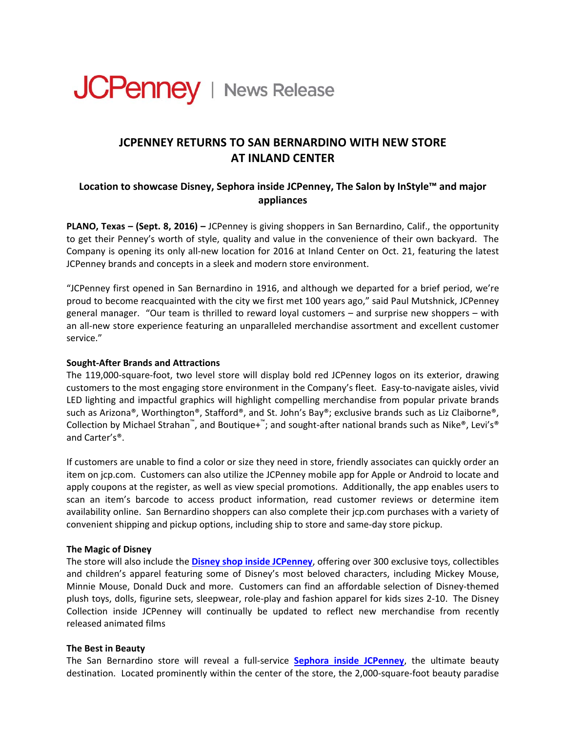JCPenney | News Release

# JCPENNEY RETURNS TO SAN BERNARDINO WITH NEW STORE AT INLAND CENTER

## Location to showcase Disney, Sephora inside JCPenney, The Salon by InStyle™ and major appliances

**PLANO, Texas – (Sept. 8, 2016) –** JCPenney is giving shoppers in San Bernardino, Calif., the opportunity to get their Penney's worth of style, quality and value in the convenience of their own backyard. The Company is opening its only all-new location for 2016 at Inland Center on Oct. 21, featuring the latest JCPenney brands and concepts in a sleek and modern store environment.

"JCPenney first opened in San Bernardino in 1916, and although we departed for a brief period, we're proud to become reacquainted with the city we first met 100 years ago," said Paul Mutshnick, JCPenney general manager. "Our team is thrilled to reward loyal customers – and surprise new shoppers – with an all-new store experience featuring an unparalleled merchandise assortment and excellent customer service."

**Sought-After Brands and Attractions**

The 119,000-square-foot, two level store will display bold red JCPenney logos on its exterior, drawing customers to the most engaging store environment in the Company's fleet. Easy-to-navigate aisles, vivid LED lighting and impactful graphics will highlight compelling merchandise from popular private brands such as Arizona®, Worthington®, Stafford®, and St. John's Bay®; exclusive brands such as Liz Claiborne®, Collection by Michael Strahan™, and Boutique+™; and sought-after national brands such as Nike®, Levi's® and Carter's®.

If customers are unable to find a color or size they need in store, friendly associates can quickly order an item on jcp.com. Customers can also utilize the JCPenney mobile app for Apple or Android to locate and apply coupons at the register, as well as view special promotions. Additionally, the app enables users to scan an item's barcode to access product information, read customer reviews or determine item availability online. San Bernardino shoppers can also complete their jcp.com purchases with a variety of convenient shipping and pickup options, including ship to store and same-day store pickup.

**The Magic of Disney**

The store will also include the **Disney shop inside JCPenney**, offering over 300 exclusive toys, collectibles and children's apparel featuring some of Disney's most beloved characters, including Mickey Mouse, Minnie Mouse, Donald Duck and more. Customers can find an affordable selection of Disney-themed plush toys, dolls, figurine sets, sleepwear, role-play and fashion apparel for kids sizes 2-10. The Disney Collection inside JCPenney will continually be updated to reflect new merchandise from recently released animated films

**The Best in Beauty**

The San Bernardino store will reveal a full-service **Sephora inside JCPenney**, the ultimate beauty destination. Located prominently within the center of the store, the 2,000-square-foot beauty paradise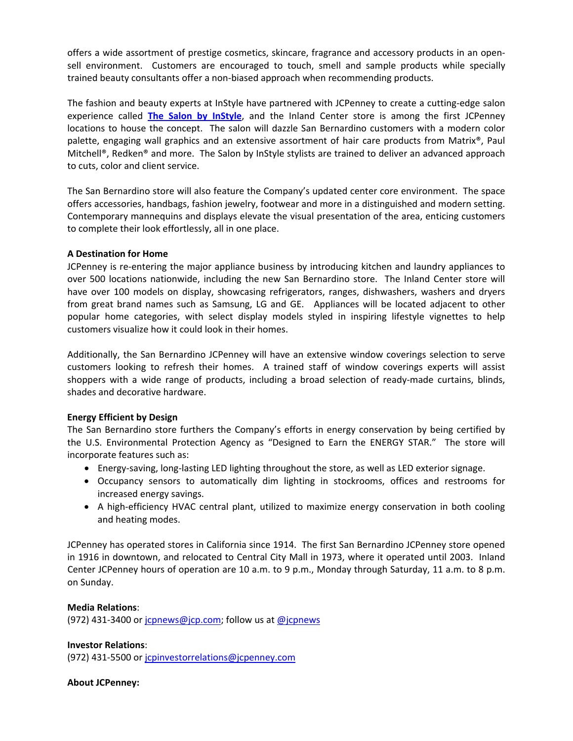offers a wide assortment of prestige cosmetics, skincare, fragrance and accessory products in an open-sell environment. Customers are encouraged to touch, smell and sample products while specially trained beauty consultants offer a non-biased approach when recommending products.

The fashion and beauty experts at InStyle have partnered with JCPenney to create a cutting-edge salon experience called **The Salon by InStyle**, and the Inland Center store is among the first JCPenney locations to house the concept. The salon will dazzle San Bernardino customers with a modern color palette, engaging wall graphics and an extensive assortment of hair care products from Matrix®, Paul Mitchell®, Redken® and more. The Salon by InStyle stylists are trained to deliver an advanced approach to cuts, color and client service.

The San Bernardino store will also feature the Company's updated center core environment. The space offers accessories, handbags, fashion jewelry, footwear and more in a distinguished and modern setting. Contemporary mannequins and displays elevate the visual presentation of the area, enticing customers to complete their look effortlessly, all in one place.

**A Destination for Home**

JCPenney is re-entering the major appliance business by introducing kitchen and laundry appliances to over 500 locations nationwide, including the new San Bernardino store. The Inland Center store will have over 100 models on display, showcasing refrigerators, ranges, dishwashers, washers and dryers from great brand names such as Samsung, LG and GE. Appliances will be located adjacent to other popular home categories, with select display models styled in inspiring lifestyle vignettes to help customers visualize how it could look in their homes.

Additionally, the San Bernardino JCPenney will have an extensive window coverings selection to serve customers looking to refresh their homes. A trained staff of window coverings experts will assist shoppers with a wide range of products, including a broad selection of ready-made curtains, blinds, shades and decorative hardware.

**Energy Efficient by Design**

The San Bernardino store furthers the Company's efforts in energy conservation by being certified by the U.S. Environmental Protection Agency as "Designed to Earn the ENERGY STAR." The store will incorporate features such as:

- Energy-saving, long-lasting LED lighting throughout the store, as well as LED exterior signage.
- Occupancy sensors to automatically dim lighting in stockrooms, offices and restrooms for increased energy savings.
- A high-efficiency HVAC central plant, utilized to maximize energy conservation in both cooling and heating modes.

JCPenney has operated stores in California since 1914. The first San Bernardino JCPenney store opened in 1916 in downtown, and relocated to Central City Mall in 1973, where it operated until 2003. Inland Center JCPenney hours of operation are 10 a.m. to 9 p.m., Monday through Saturday, 11 a.m. to 8 p.m. on Sunday.

**Media Relations**:
(972) 431-3400 or jcpnews@jcp.com; follow us at @jcpnews

**Investor Relations**:
(972) 431-5500 or jcpinvestorrelations@jcpenney.com

**About JCPenney:**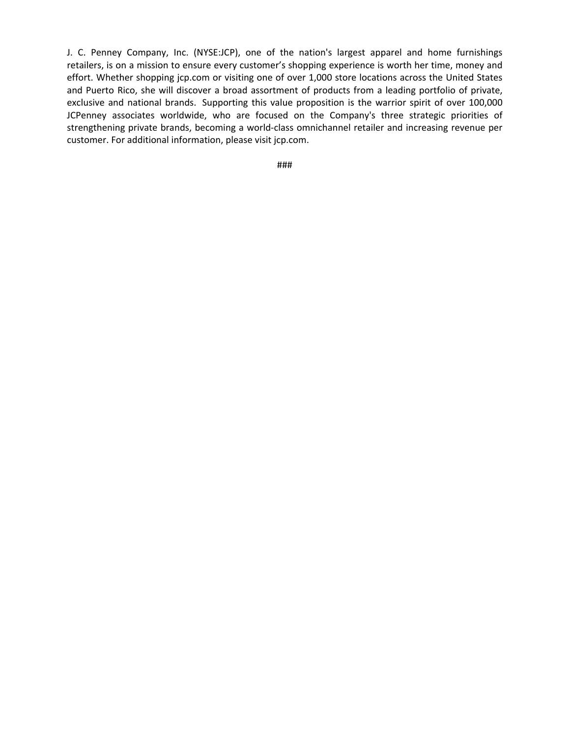J. C. Penney Company, Inc. (NYSE:JCP), one of the nation's largest apparel and home furnishings retailers, is on a mission to ensure every customer's shopping experience is worth her time, money and effort. Whether shopping jcp.com or visiting one of over 1,000 store locations across the United States and Puerto Rico, she will discover a broad assortment of products from a leading portfolio of private, exclusive and national brands. Supporting this value proposition is the warrior spirit of over 100,000 JCPenney associates worldwide, who are focused on the Company's three strategic priorities of strengthening private brands, becoming a world-class omnichannel retailer and increasing revenue per customer. For additional information, please visit jcp.com.

###